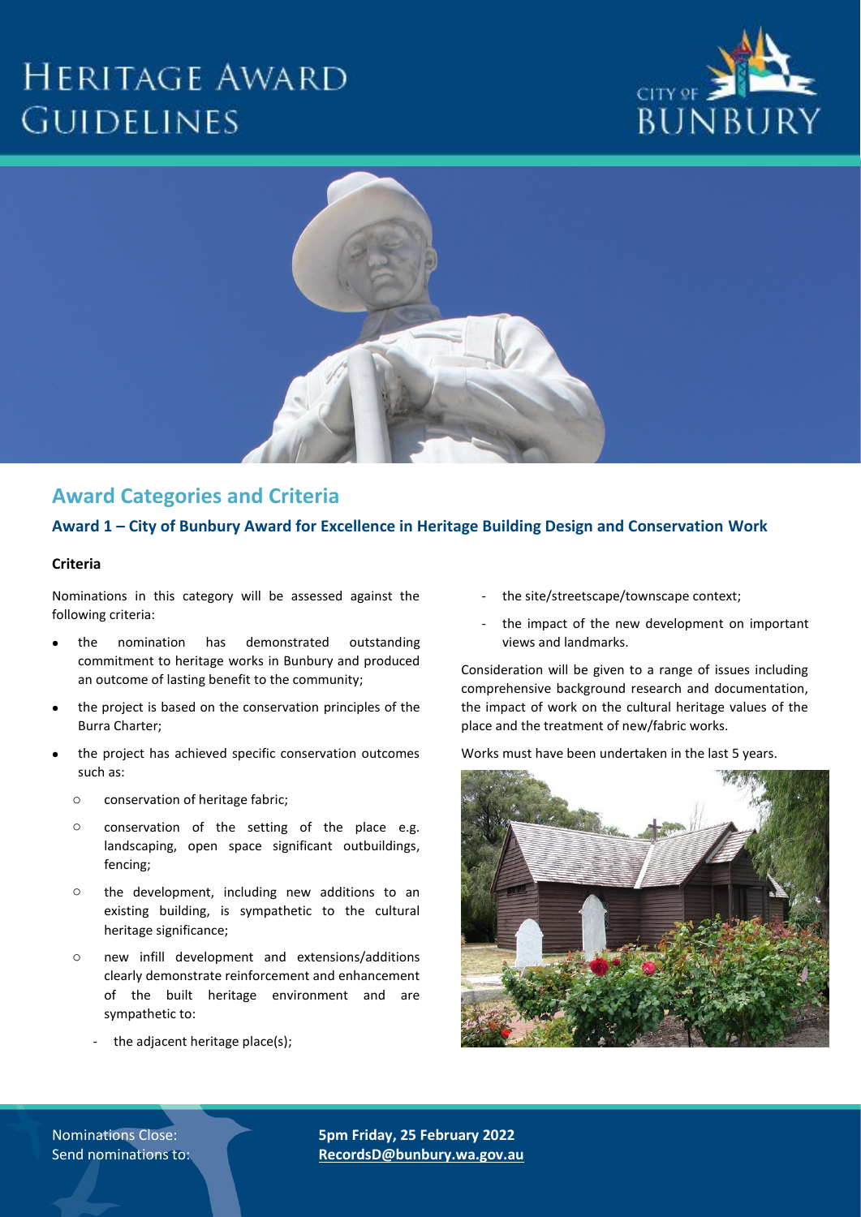# Heritage Award Guidelines

CITY OF BUNBURY

## Award Categories and Criteria

### Award 1 – City of Bunbury Award for Excellence in Heritage Building Design and Conservation Work

#### Criteria

Nominations in this category will be assessed against the following criteria:

- the nomination has demonstrated outstanding commitment to heritage works in Bunbury and produced an outcome of lasting benefit to the community;
- the project is based on the conservation principles of the Burra Charter;
- the project has achieved specific conservation outcomes such as:
  - conservation of heritage fabric;
  - conservation of the setting of the place e.g. landscaping, open space significant outbuildings, fencing;
  - the development, including new additions to an existing building, is sympathetic to the cultural heritage significance;
  - new infill development and extensions/additions clearly demonstrate reinforcement and enhancement of the built heritage environment and are sympathetic to:
    - the adjacent heritage place(s);
    - the site/streetscape/townscape context;
    - the impact of the new development on important views and landmarks.

Consideration will be given to a range of issues including comprehensive background research and documentation, the impact of work on the cultural heritage values of the place and the treatment of new/fabric works.

Works must have been undertaken in the last 5 years.

Nominations Close: **5pm Friday, 25 February 2022**
Send nominations to: **RecordsD@bunbury.wa.gov.au**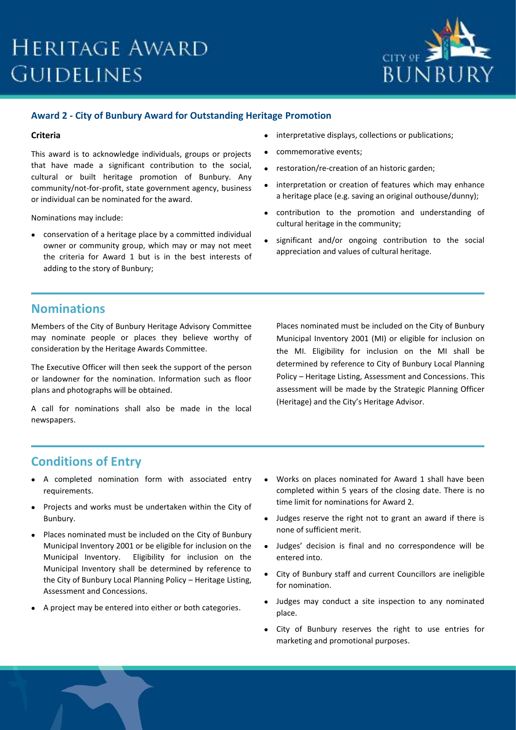# Heritage Award Guidelines

### Award 2 - City of Bunbury Award for Outstanding Heritage Promotion

**Criteria**

This award is to acknowledge individuals, groups or projects that have made a significant contribution to the social, cultural or built heritage promotion of Bunbury. Any community/not-for-profit, state government agency, business or individual can be nominated for the award.

Nominations may include:

- conservation of a heritage place by a committed individual owner or community group, which may or may not meet the criteria for Award 1 but is in the best interests of adding to the story of Bunbury;
- interpretative displays, collections or publications;
- commemorative events;
- restoration/re-creation of an historic garden;
- interpretation or creation of features which may enhance a heritage place (e.g. saving an original outhouse/dunny);
- contribution to the promotion and understanding of cultural heritage in the community;
- significant and/or ongoing contribution to the social appreciation and values of cultural heritage.

## Nominations

Members of the City of Bunbury Heritage Advisory Committee may nominate people or places they believe worthy of consideration by the Heritage Awards Committee.

The Executive Officer will then seek the support of the person or landowner for the nomination. Information such as floor plans and photographs will be obtained.

A call for nominations shall also be made in the local newspapers.

Places nominated must be included on the City of Bunbury Municipal Inventory 2001 (MI) or eligible for inclusion on the MI. Eligibility for inclusion on the MI shall be determined by reference to City of Bunbury Local Planning Policy – Heritage Listing, Assessment and Concessions. This assessment will be made by the Strategic Planning Officer (Heritage) and the City's Heritage Advisor.

## Conditions of Entry

- A completed nomination form with associated entry requirements.
- Projects and works must be undertaken within the City of Bunbury.
- Places nominated must be included on the City of Bunbury Municipal Inventory 2001 or be eligible for inclusion on the Municipal Inventory. Eligibility for inclusion on the Municipal Inventory shall be determined by reference to the City of Bunbury Local Planning Policy – Heritage Listing, Assessment and Concessions.
- A project may be entered into either or both categories.
- Works on places nominated for Award 1 shall have been completed within 5 years of the closing date. There is no time limit for nominations for Award 2.
- Judges reserve the right not to grant an award if there is none of sufficient merit.
- Judges' decision is final and no correspondence will be entered into.
- City of Bunbury staff and current Councillors are ineligible for nomination.
- Judges may conduct a site inspection to any nominated place.
- City of Bunbury reserves the right to use entries for marketing and promotional purposes.